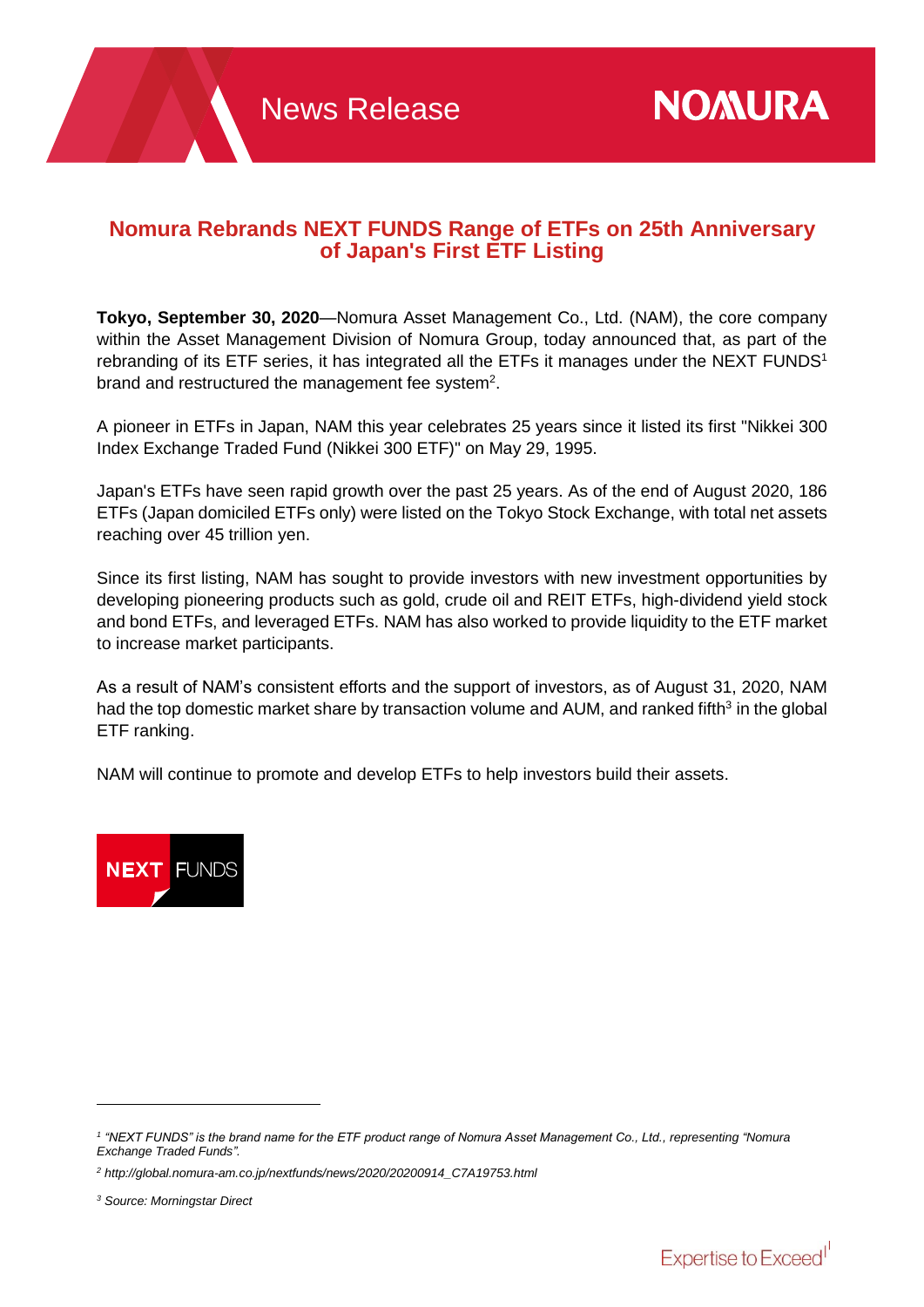# Nomura Rebrands NEXT FUNDS Range of ETFs on 25th Anniversary of Japan's First ETF Listing

**Tokyo, September 30, 2020**—Nomura Asset Management Co., Ltd. (NAM), the core company within the Asset Management Division of Nomura Group, today announced that, as part of the rebranding of its ETF series, it has integrated all the ETFs it manages under the NEXT FUNDS[1] brand and restructured the management fee system[2].

A pioneer in ETFs in Japan, NAM this year celebrates 25 years since it listed its first "Nikkei 300 Index Exchange Traded Fund (Nikkei 300 ETF)" on May 29, 1995.

Japan's ETFs have seen rapid growth over the past 25 years. As of the end of August 2020, 186 ETFs (Japan domiciled ETFs only) were listed on the Tokyo Stock Exchange, with total net assets reaching over 45 trillion yen.

Since its first listing, NAM has sought to provide investors with new investment opportunities by developing pioneering products such as gold, crude oil and REIT ETFs, high-dividend yield stock and bond ETFs, and leveraged ETFs. NAM has also worked to provide liquidity to the ETF market to increase market participants.

As a result of NAM's consistent efforts and the support of investors, as of August 31, 2020, NAM had the top domestic market share by transaction volume and AUM, and ranked fifth[3] in the global ETF ranking.

NAM will continue to promote and develop ETFs to help investors build their assets.

NEXT FUNDS

---

[1] *"NEXT FUNDS" is the brand name for the ETF product range of Nomura Asset Management Co., Ltd., representing "Nomura Exchange Traded Funds".*

[2] *http://global.nomura-am.co.jp/nextfunds/news/2020/20200914_C7A19753.html*

[3] *Source: Morningstar Direct*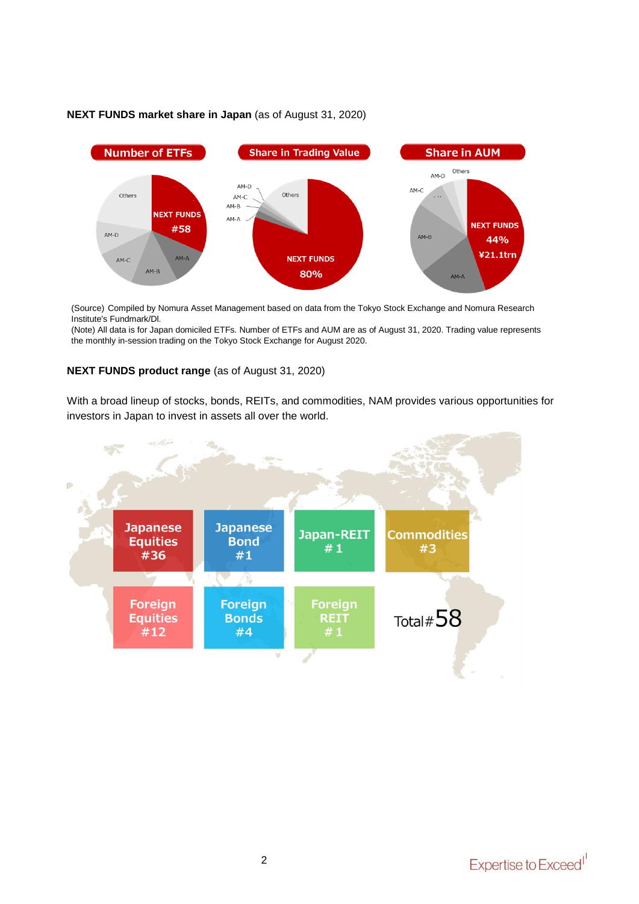**NEXT FUNDS market share in Japan** (as of August 31, 2020)

| Number of ETFs | Share in Trading Value | Share in AUM |
|---|---|---|
| NEXT FUNDS #58 | NEXT FUNDS 80% | NEXT FUNDS 44% ¥21.1trn |

(Source) Compiled by Nomura Asset Management based on data from the Tokyo Stock Exchange and Nomura Research Institute's Fundmark/DI.
(Note) All data is for Japan domiciled ETFs. Number of ETFs and AUM are as of August 31, 2020. Trading value represents the monthly in-session trading on the Tokyo Stock Exchange for August 2020.

**NEXT FUNDS product range** (as of August 31, 2020)

With a broad lineup of stocks, bonds, REITs, and commodities, NAM provides various opportunities for investors in Japan to invest in assets all over the world.

| Category | Number |
|---|---|
| Japanese Equities | #36 |
| Japanese Bond | #1 |
| Japan-REIT | #1 |
| Commodities | #3 |
| Foreign Equities | #12 |
| Foreign Bonds | #4 |
| Foreign REIT | #1 |
| Total | #58 |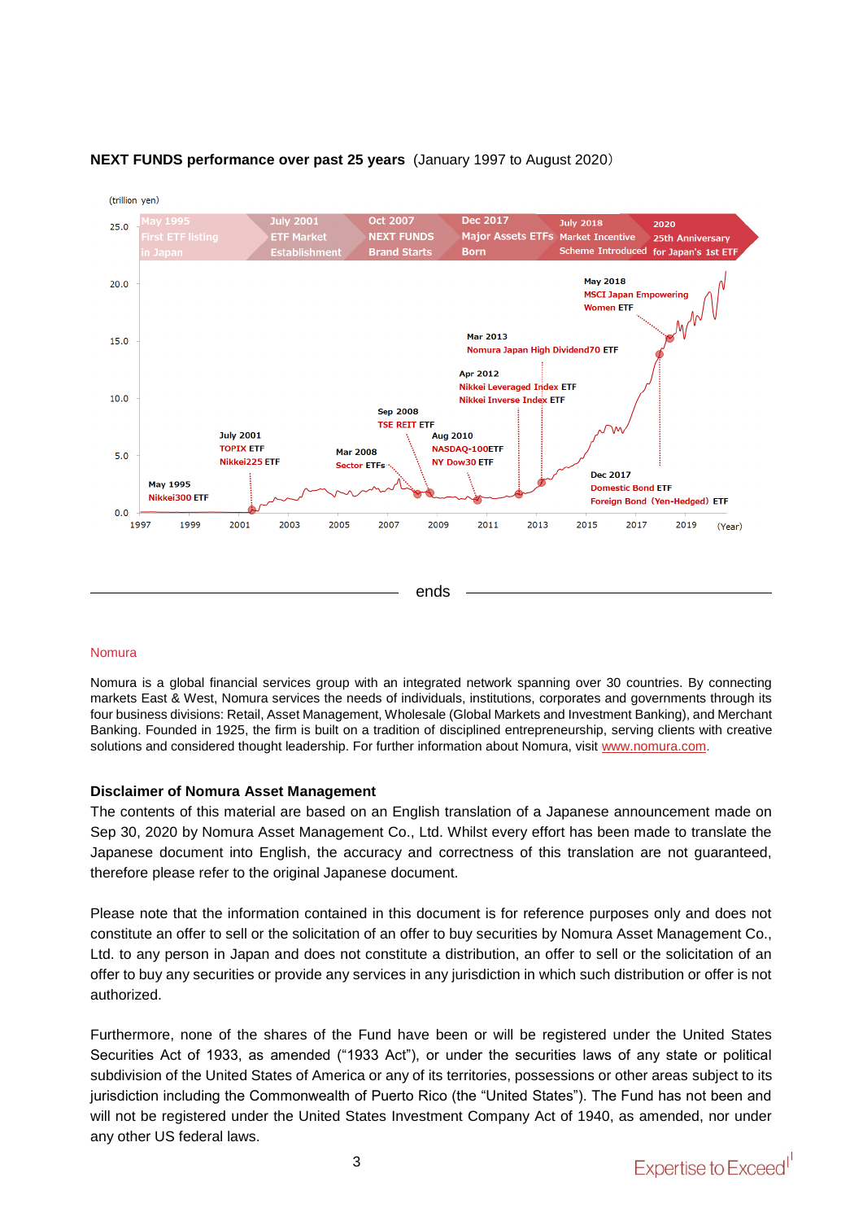**NEXT FUNDS performance over past 25 years** (January 1997 to August 2020)

(trillion yen)

| May 1995 | July 2001 | Oct 2007 | Dec 2017 | July 2018 | 2020 |
|---|---|---|---|---|---|
| First ETF listing in Japan | ETF Market Establishment | NEXT FUNDS Brand Starts | Major Assets ETFs Born | Market Incentive Scheme Introduced | 25th Anniversary for Japan's 1st ETF |

- May 1995 Nikkei300 ETF
- July 2001 TOPIX ETF, Nikkei225 ETF
- Mar 2008 Sector ETFs
- Sep 2008 TSE REIT ETF
- Aug 2010 NASDAQ-100ETF, NY Dow30 ETF
- Apr 2012 Nikkei Leveraged Index ETF, Nikkei Inverse Index ETF
- Mar 2013 Nomura Japan High Dividend70 ETF
- Dec 2017 Domestic Bond ETF, Foreign Bond (Yen-Hedged) ETF
- May 2018 MSCI Japan Empowering Women ETF

ends

Nomura

Nomura is a global financial services group with an integrated network spanning over 30 countries. By connecting markets East & West, Nomura services the needs of individuals, institutions, corporates and governments through its four business divisions: Retail, Asset Management, Wholesale (Global Markets and Investment Banking), and Merchant Banking. Founded in 1925, the firm is built on a tradition of disciplined entrepreneurship, serving clients with creative solutions and considered thought leadership. For further information about Nomura, visit www.nomura.com.

**Disclaimer of Nomura Asset Management**

The contents of this material are based on an English translation of a Japanese announcement made on Sep 30, 2020 by Nomura Asset Management Co., Ltd. Whilst every effort has been made to translate the Japanese document into English, the accuracy and correctness of this translation are not guaranteed, therefore please refer to the original Japanese document.

Please note that the information contained in this document is for reference purposes only and does not constitute an offer to sell or the solicitation of an offer to buy securities by Nomura Asset Management Co., Ltd. to any person in Japan and does not constitute a distribution, an offer to sell or the solicitation of an offer to buy any securities or provide any services in any jurisdiction in which such distribution or offer is not authorized.

Furthermore, none of the shares of the Fund have been or will be registered under the United States Securities Act of 1933, as amended ("1933 Act"), or under the securities laws of any state or political subdivision of the United States of America or any of its territories, possessions or other areas subject to its jurisdiction including the Commonwealth of Puerto Rico (the "United States"). The Fund has not been and will not be registered under the United States Investment Company Act of 1940, as amended, nor under any other US federal laws.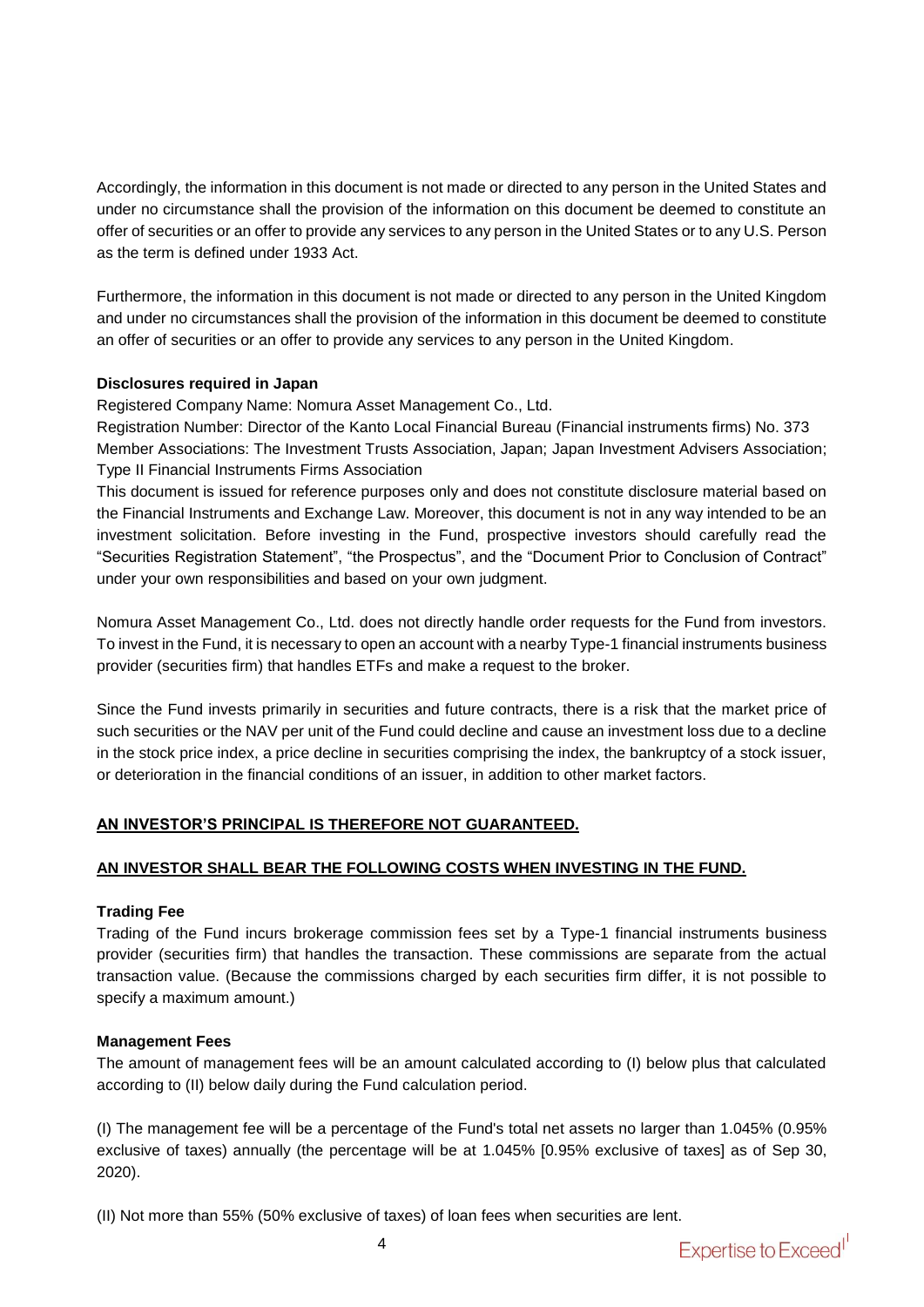Accordingly, the information in this document is not made or directed to any person in the United States and under no circumstance shall the provision of the information on this document be deemed to constitute an offer of securities or an offer to provide any services to any person in the United States or to any U.S. Person as the term is defined under 1933 Act.

Furthermore, the information in this document is not made or directed to any person in the United Kingdom and under no circumstances shall the provision of the information in this document be deemed to constitute an offer of securities or an offer to provide any services to any person in the United Kingdom.

**Disclosures required in Japan**

Registered Company Name: Nomura Asset Management Co., Ltd.
Registration Number: Director of the Kanto Local Financial Bureau (Financial instruments firms) No. 373
Member Associations: The Investment Trusts Association, Japan; Japan Investment Advisers Association; Type II Financial Instruments Firms Association
This document is issued for reference purposes only and does not constitute disclosure material based on the Financial Instruments and Exchange Law. Moreover, this document is not in any way intended to be an investment solicitation. Before investing in the Fund, prospective investors should carefully read the "Securities Registration Statement", "the Prospectus", and the "Document Prior to Conclusion of Contract" under your own responsibilities and based on your own judgment.

Nomura Asset Management Co., Ltd. does not directly handle order requests for the Fund from investors. To invest in the Fund, it is necessary to open an account with a nearby Type-1 financial instruments business provider (securities firm) that handles ETFs and make a request to the broker.

Since the Fund invests primarily in securities and future contracts, there is a risk that the market price of such securities or the NAV per unit of the Fund could decline and cause an investment loss due to a decline in the stock price index, a price decline in securities comprising the index, the bankruptcy of a stock issuer, or deterioration in the financial conditions of an issuer, in addition to other market factors.

**AN INVESTOR'S PRINCIPAL IS THEREFORE NOT GUARANTEED.**

**AN INVESTOR SHALL BEAR THE FOLLOWING COSTS WHEN INVESTING IN THE FUND.**

**Trading Fee**

Trading of the Fund incurs brokerage commission fees set by a Type-1 financial instruments business provider (securities firm) that handles the transaction. These commissions are separate from the actual transaction value. (Because the commissions charged by each securities firm differ, it is not possible to specify a maximum amount.)

**Management Fees**

The amount of management fees will be an amount calculated according to (I) below plus that calculated according to (II) below daily during the Fund calculation period.

(I) The management fee will be a percentage of the Fund's total net assets no larger than 1.045% (0.95% exclusive of taxes) annually (the percentage will be at 1.045% [0.95% exclusive of taxes] as of Sep 30, 2020).

(II) Not more than 55% (50% exclusive of taxes) of loan fees when securities are lent.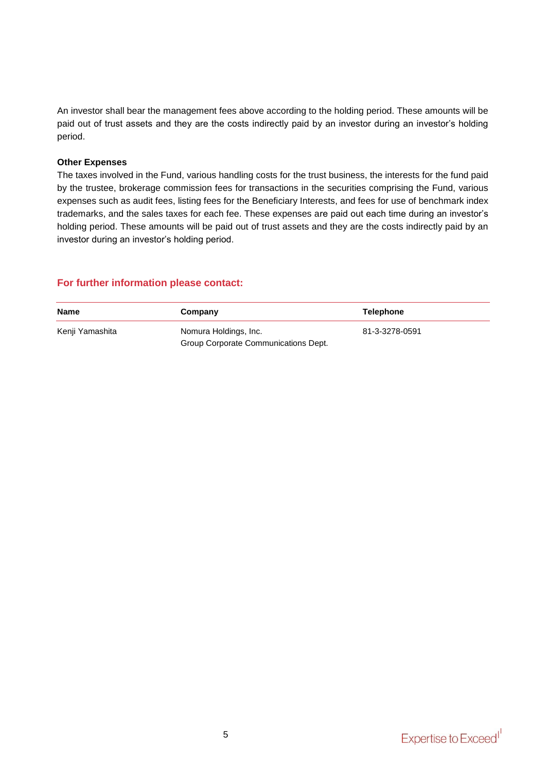An investor shall bear the management fees above according to the holding period. These amounts will be paid out of trust assets and they are the costs indirectly paid by an investor during an investor's holding period.

**Other Expenses**

The taxes involved in the Fund, various handling costs for the trust business, the interests for the fund paid by the trustee, brokerage commission fees for transactions in the securities comprising the Fund, various expenses such as audit fees, listing fees for the Beneficiary Interests, and fees for use of benchmark index trademarks, and the sales taxes for each fee. These expenses are paid out each time during an investor's holding period. These amounts will be paid out of trust assets and they are the costs indirectly paid by an investor during an investor's holding period.

## For further information please contact:

| Name | Company | Telephone |
|---|---|---|
| Kenji Yamashita | Nomura Holdings, Inc.<br>Group Corporate Communications Dept. | 81-3-3278-0591 |